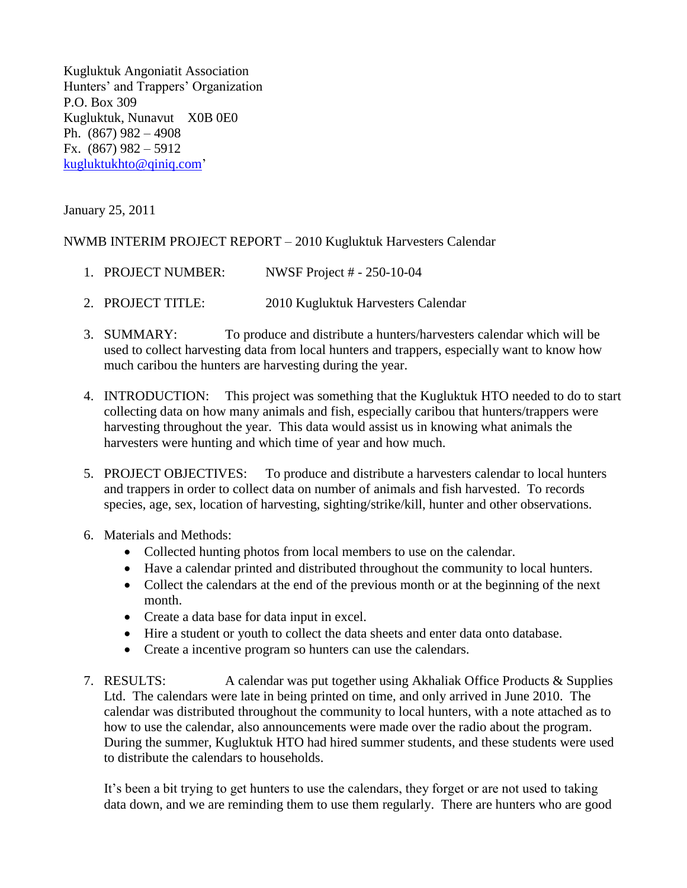Kugluktuk Angoniatit Association
Hunters' and Trappers' Organization
P.O. Box 309
Kugluktuk, Nunavut X0B 0E0
Ph. (867) 982 – 4908
Fx. (867) 982 – 5912
kugluktukhto@qiniq.com'

January 25, 2011

NWMB INTERIM PROJECT REPORT – 2010 Kugluktuk Harvesters Calendar

1. PROJECT NUMBER: NWSF Project # - 250-10-04

2. PROJECT TITLE: 2010 Kugluktuk Harvesters Calendar

3. SUMMARY: To produce and distribute a hunters/harvesters calendar which will be used to collect harvesting data from local hunters and trappers, especially want to know how much caribou the hunters are harvesting during the year.

4. INTRODUCTION: This project was something that the Kugluktuk HTO needed to do to start collecting data on how many animals and fish, especially caribou that hunters/trappers were harvesting throughout the year. This data would assist us in knowing what animals the harvesters were hunting and which time of year and how much.

5. PROJECT OBJECTIVES: To produce and distribute a harvesters calendar to local hunters and trappers in order to collect data on number of animals and fish harvested. To records species, age, sex, location of harvesting, sighting/strike/kill, hunter and other observations.

6. Materials and Methods:
   - Collected hunting photos from local members to use on the calendar.
   - Have a calendar printed and distributed throughout the community to local hunters.
   - Collect the calendars at the end of the previous month or at the beginning of the next month.
   - Create a data base for data input in excel.
   - Hire a student or youth to collect the data sheets and enter data onto database.
   - Create a incentive program so hunters can use the calendars.

7. RESULTS: A calendar was put together using Akhaliak Office Products & Supplies Ltd. The calendars were late in being printed on time, and only arrived in June 2010. The calendar was distributed throughout the community to local hunters, with a note attached as to how to use the calendar, also announcements were made over the radio about the program. During the summer, Kugluktuk HTO had hired summer students, and these students were used to distribute the calendars to households.

   It's been a bit trying to get hunters to use the calendars, they forget or are not used to taking data down, and we are reminding them to use them regularly. There are hunters who are good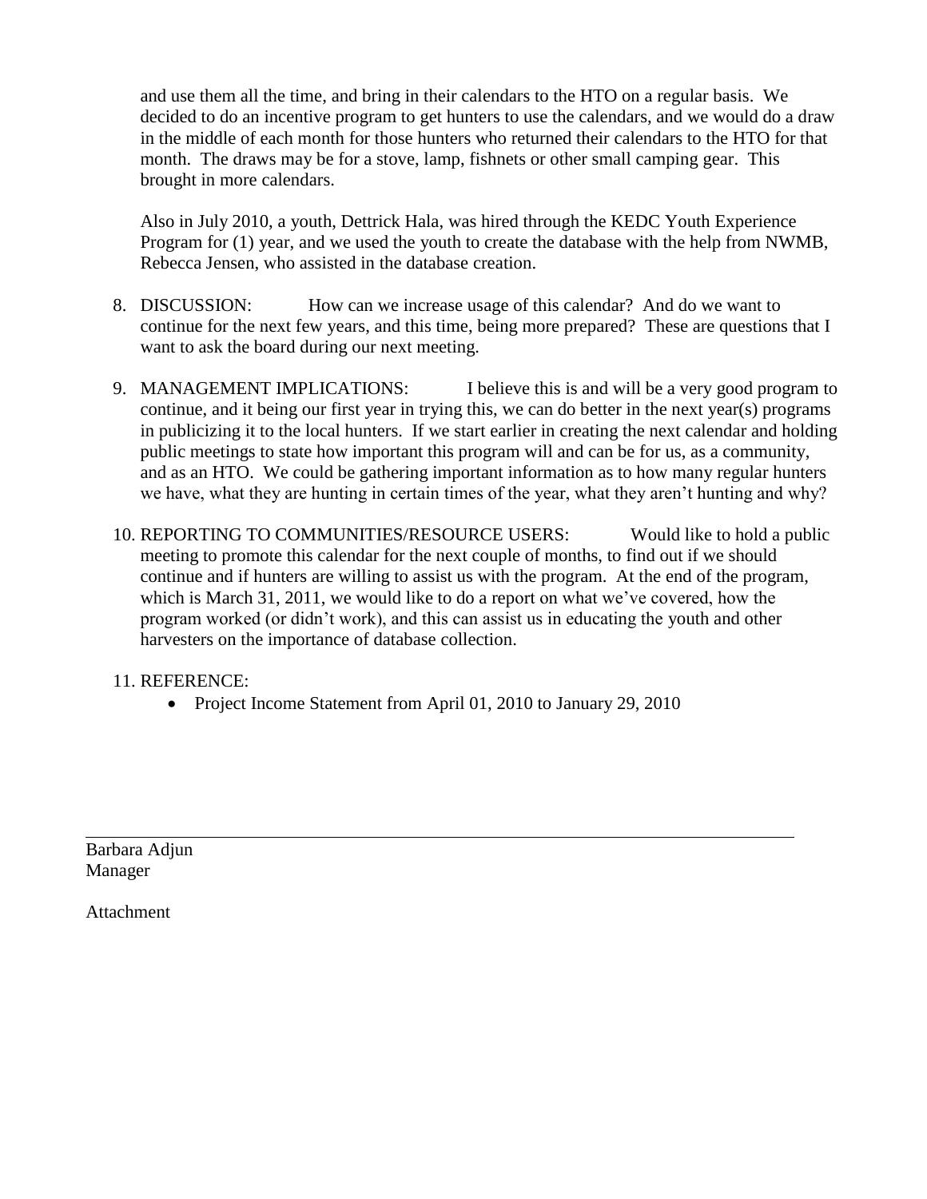and use them all the time, and bring in their calendars to the HTO on a regular basis. We decided to do an incentive program to get hunters to use the calendars, and we would do a draw in the middle of each month for those hunters who returned their calendars to the HTO for that month. The draws may be for a stove, lamp, fishnets or other small camping gear. This brought in more calendars.

Also in July 2010, a youth, Dettrick Hala, was hired through the KEDC Youth Experience Program for (1) year, and we used the youth to create the database with the help from NWMB, Rebecca Jensen, who assisted in the database creation.

8. DISCUSSION: How can we increase usage of this calendar? And do we want to continue for the next few years, and this time, being more prepared? These are questions that I want to ask the board during our next meeting.

9. MANAGEMENT IMPLICATIONS: I believe this is and will be a very good program to continue, and it being our first year in trying this, we can do better in the next year(s) programs in publicizing it to the local hunters. If we start earlier in creating the next calendar and holding public meetings to state how important this program will and can be for us, as a community, and as an HTO. We could be gathering important information as to how many regular hunters we have, what they are hunting in certain times of the year, what they aren't hunting and why?

10. REPORTING TO COMMUNITIES/RESOURCE USERS: Would like to hold a public meeting to promote this calendar for the next couple of months, to find out if we should continue and if hunters are willing to assist us with the program. At the end of the program, which is March 31, 2011, we would like to do a report on what we've covered, how the program worked (or didn't work), and this can assist us in educating the youth and other harvesters on the importance of database collection.

11. REFERENCE:
    - Project Income Statement from April 01, 2010 to January 29, 2010

---

Barbara Adjun
Manager

Attachment